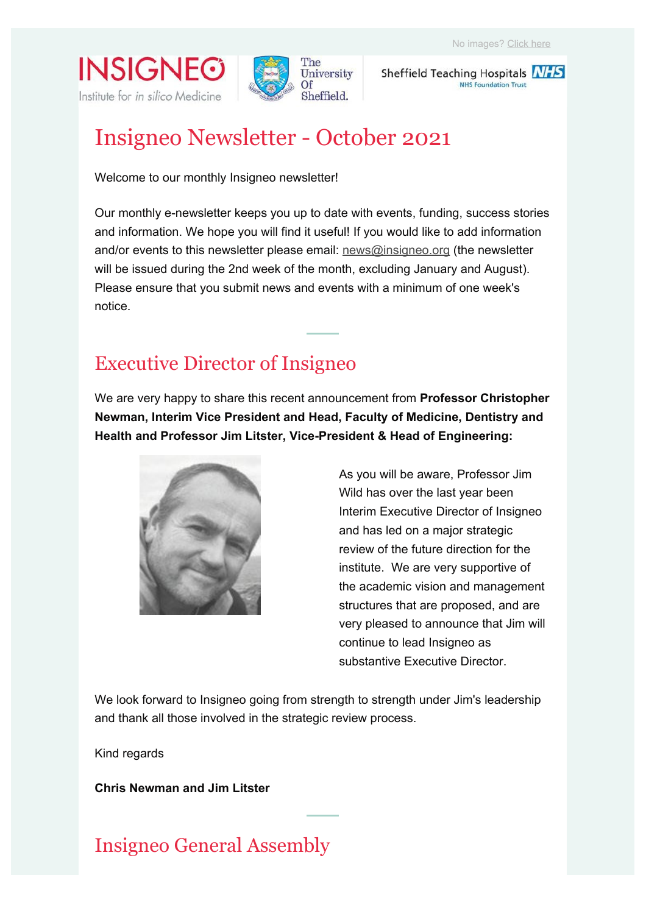No images? Click here

# Insigneo Newsletter - October 2021

Welcome to our monthly Insigneo newsletter!

Our monthly e-newsletter keeps you up to date with events, funding, success stories and information. We hope you will find it useful! If you would like to add information and/or events to this newsletter please email: news@insigneo.org (the newsletter will be issued during the 2nd week of the month, excluding January and August). Please ensure that you submit news and events with a minimum of one week's notice.

## Executive Director of Insigneo

We are very happy to share this recent announcement from **Professor Christopher Newman, Interim Vice President and Head, Faculty of Medicine, Dentistry and Health and Professor Jim Litster, Vice-President & Head of Engineering:**

As you will be aware, Professor Jim Wild has over the last year been Interim Executive Director of Insigneo and has led on a major strategic review of the future direction for the institute. We are very supportive of the academic vision and management structures that are proposed, and are very pleased to announce that Jim will continue to lead Insigneo as substantive Executive Director.

We look forward to Insigneo going from strength to strength under Jim's leadership and thank all those involved in the strategic review process.

Kind regards

**Chris Newman and Jim Litster**

## Insigneo General Assembly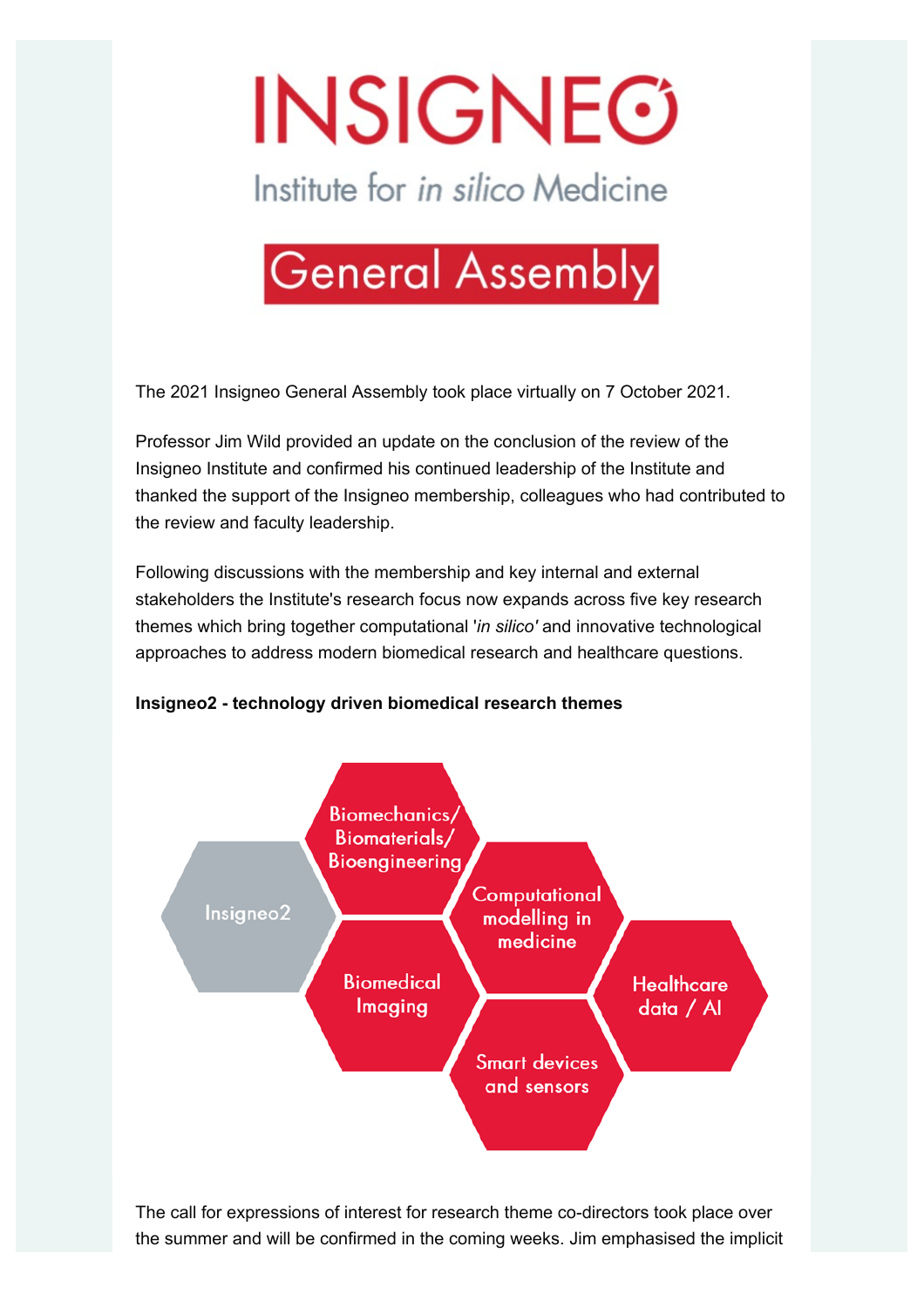# INSIGNEO

Institute for *in silico* Medicine

## General Assembly

The 2021 Insigneo General Assembly took place virtually on 7 October 2021.

Professor Jim Wild provided an update on the conclusion of the review of the Insigneo Institute and confirmed his continued leadership of the Institute and thanked the support of the Insigneo membership, colleagues who had contributed to the review and faculty leadership.

Following discussions with the membership and key internal and external stakeholders the Institute's research focus now expands across five key research themes which bring together computational '*in silico'* and innovative technological approaches to address modern biomedical research and healthcare questions.

**Insigneo2 - technology driven biomedical research themes**

- Insigneo2
- Biomechanics/ Biomaterials/ Bioengineering
- Biomedical Imaging
- Computational modelling in medicine
- Smart devices and sensors
- Healthcare data / AI

The call for expressions of interest for research theme co-directors took place over the summer and will be confirmed in the coming weeks. Jim emphasised the implicit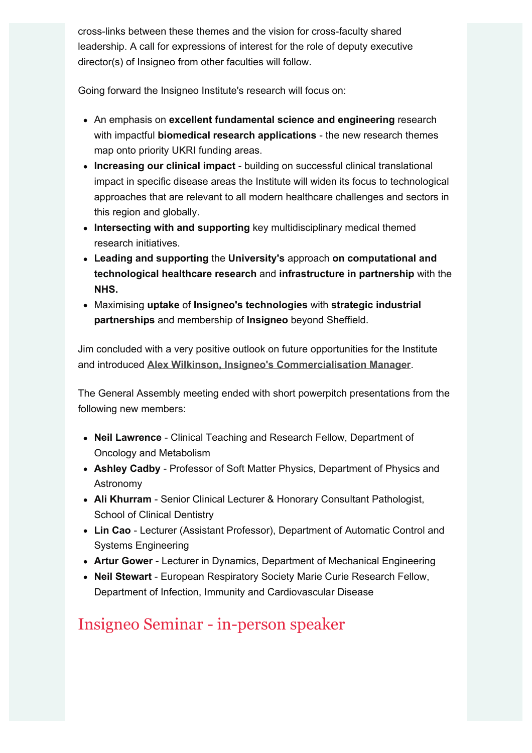cross-links between these themes and the vision for cross-faculty shared leadership. A call for expressions of interest for the role of deputy executive director(s) of Insigneo from other faculties will follow.

Going forward the Insigneo Institute's research will focus on:

- An emphasis on **excellent fundamental science and engineering** research with impactful **biomedical research applications** - the new research themes map onto priority UKRI funding areas.
- **Increasing our clinical impact** - building on successful clinical translational impact in specific disease areas the Institute will widen its focus to technological approaches that are relevant to all modern healthcare challenges and sectors in this region and globally.
- **Intersecting with and supporting** key multidisciplinary medical themed research initiatives.
- **Leading and supporting** the **University's** approach **on computational and technological healthcare research** and **infrastructure in partnership** with the **NHS.**
- Maximising **uptake** of **Insigneo's technologies** with **strategic industrial partnerships** and membership of **Insigneo** beyond Sheffield.

Jim concluded with a very positive outlook on future opportunities for the Institute and introduced **Alex Wilkinson, Insigneo's Commercialisation Manager**.

The General Assembly meeting ended with short powerpitch presentations from the following new members:

- **Neil Lawrence** - Clinical Teaching and Research Fellow, Department of Oncology and Metabolism
- **Ashley Cadby** - Professor of Soft Matter Physics, Department of Physics and Astronomy
- **Ali Khurram** - Senior Clinical Lecturer & Honorary Consultant Pathologist, School of Clinical Dentistry
- **Lin Cao** - Lecturer (Assistant Professor), Department of Automatic Control and Systems Engineering
- **Artur Gower** - Lecturer in Dynamics, Department of Mechanical Engineering
- **Neil Stewart** - European Respiratory Society Marie Curie Research Fellow, Department of Infection, Immunity and Cardiovascular Disease

## Insigneo Seminar - in-person speaker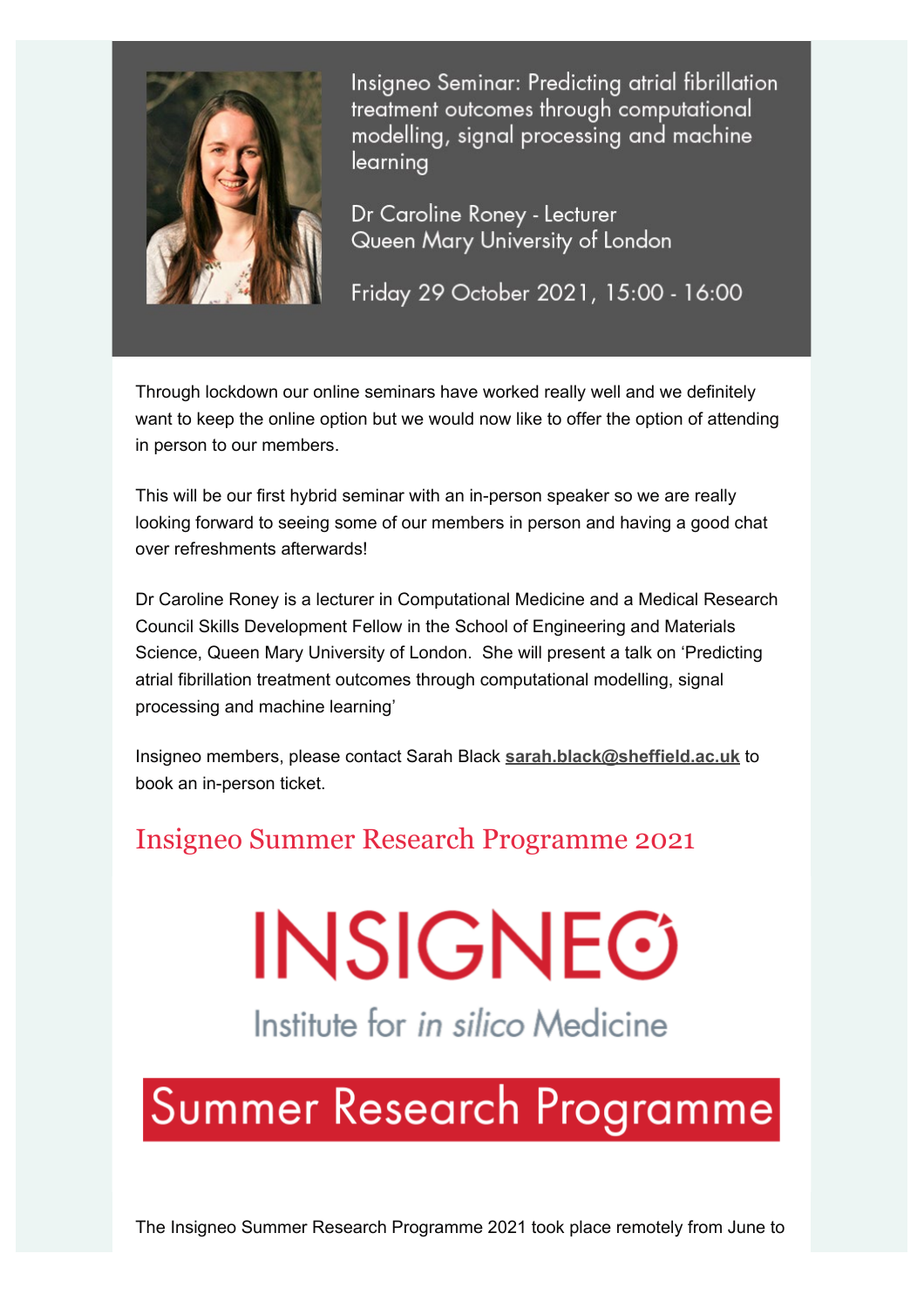Insigneo Seminar: Predicting atrial fibrillation treatment outcomes through computational modelling, signal processing and machine learning

Dr Caroline Roney - Lecturer
Queen Mary University of London

Friday 29 October 2021, 15:00 - 16:00

Through lockdown our online seminars have worked really well and we definitely want to keep the online option but we would now like to offer the option of attending in person to our members.

This will be our first hybrid seminar with an in-person speaker so we are really looking forward to seeing some of our members in person and having a good chat over refreshments afterwards!

Dr Caroline Roney is a lecturer in Computational Medicine and a Medical Research Council Skills Development Fellow in the School of Engineering and Materials Science, Queen Mary University of London. She will present a talk on 'Predicting atrial fibrillation treatment outcomes through computational modelling, signal processing and machine learning'

Insigneo members, please contact Sarah Black **sarah.black@sheffield.ac.uk** to book an in-person ticket.

## Insigneo Summer Research Programme 2021

INSIGNEO
Institute for *in silico* Medicine

Summer Research Programme

The Insigneo Summer Research Programme 2021 took place remotely from June to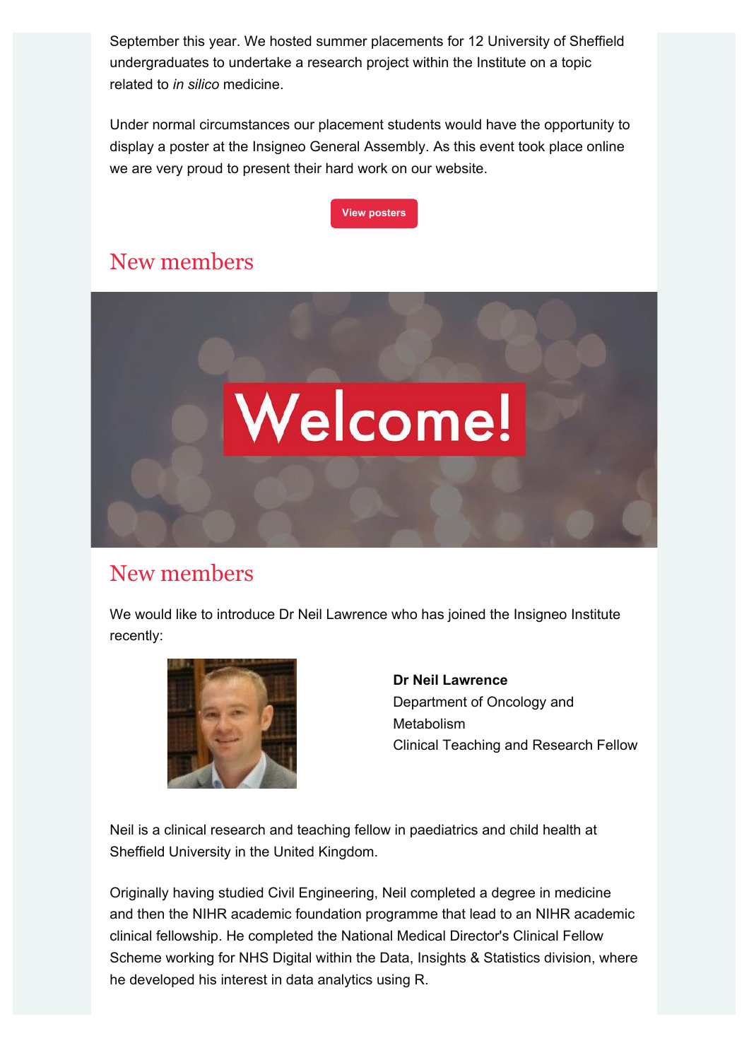September this year. We hosted summer placements for 12 University of Sheffield undergraduates to undertake a research project within the Institute on a topic related to *in silico* medicine.

Under normal circumstances our placement students would have the opportunity to display a poster at the Insigneo General Assembly. As this event took place online we are very proud to present their hard work on our website.

View posters

## New members

## New members

We would like to introduce Dr Neil Lawrence who has joined the Insigneo Institute recently:

**Dr Neil Lawrence**
Department of Oncology and Metabolism
Clinical Teaching and Research Fellow

Neil is a clinical research and teaching fellow in paediatrics and child health at Sheffield University in the United Kingdom.

Originally having studied Civil Engineering, Neil completed a degree in medicine and then the NIHR academic foundation programme that lead to an NIHR academic clinical fellowship. He completed the National Medical Director's Clinical Fellow Scheme working for NHS Digital within the Data, Insights & Statistics division, where he developed his interest in data analytics using R.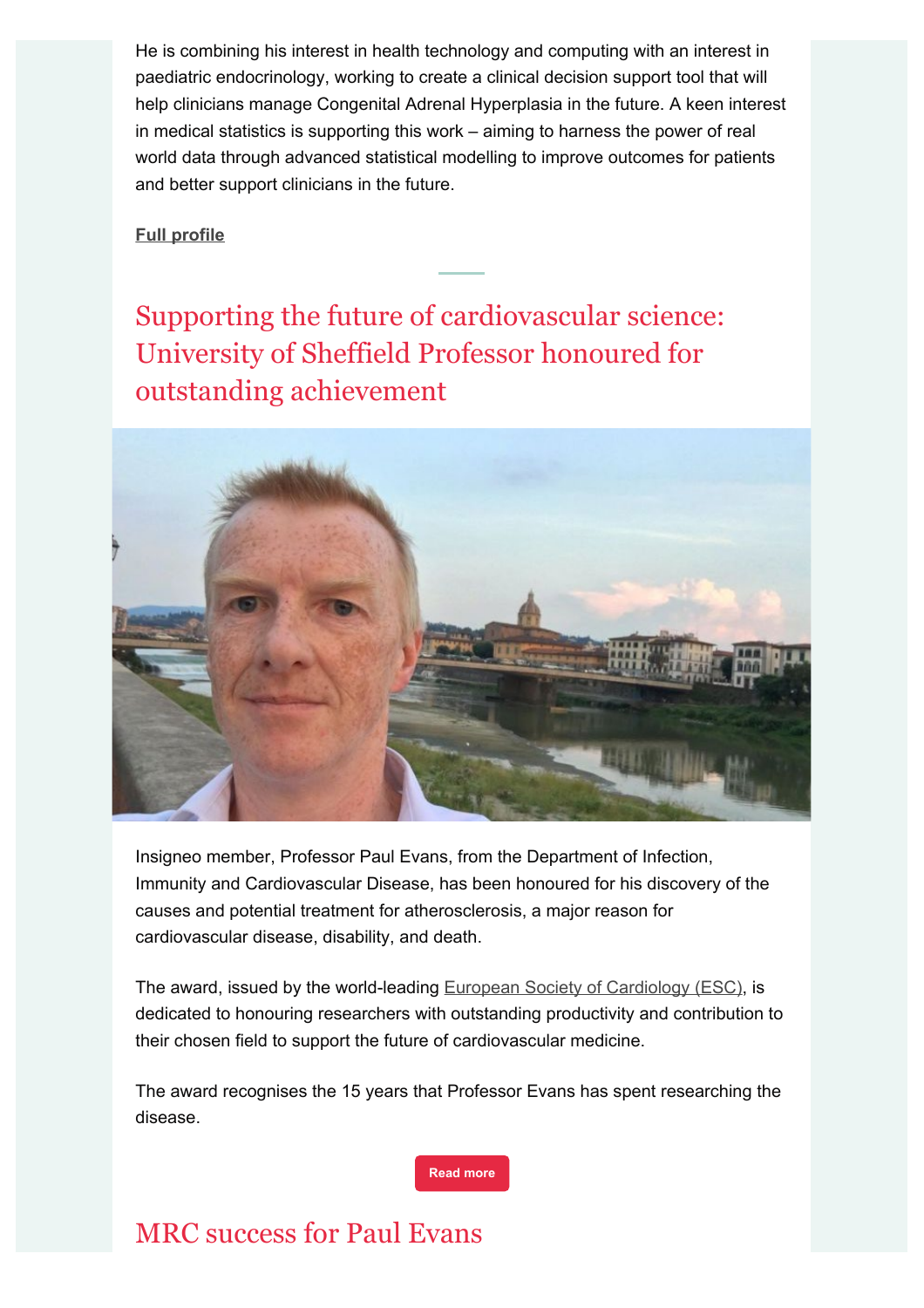He is combining his interest in health technology and computing with an interest in paediatric endocrinology, working to create a clinical decision support tool that will help clinicians manage Congenital Adrenal Hyperplasia in the future. A keen interest in medical statistics is supporting this work – aiming to harness the power of real world data through advanced statistical modelling to improve outcomes for patients and better support clinicians in the future.

**Full profile**

## Supporting the future of cardiovascular science: University of Sheffield Professor honoured for outstanding achievement

Insigneo member, Professor Paul Evans, from the Department of Infection, Immunity and Cardiovascular Disease, has been honoured for his discovery of the causes and potential treatment for atherosclerosis, a major reason for cardiovascular disease, disability, and death.

The award, issued by the world-leading European Society of Cardiology (ESC), is dedicated to honouring researchers with outstanding productivity and contribution to their chosen field to support the future of cardiovascular medicine.

The award recognises the 15 years that Professor Evans has spent researching the disease.

Read more

## MRC success for Paul Evans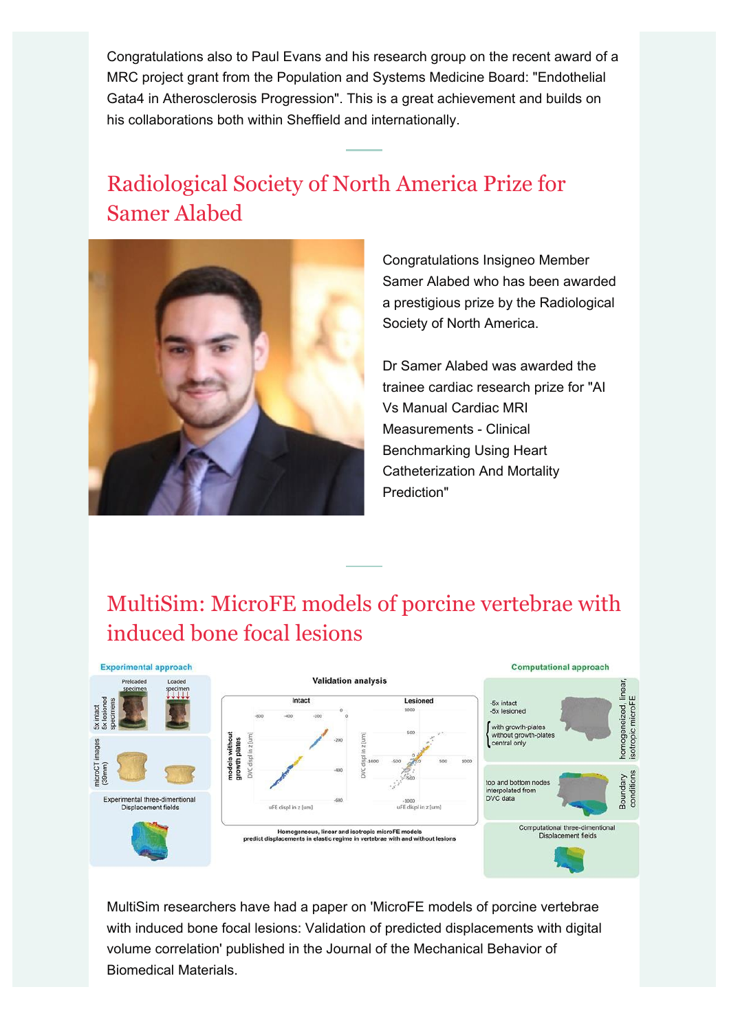Congratulations also to Paul Evans and his research group on the recent award of a MRC project grant from the Population and Systems Medicine Board: "Endothelial Gata4 in Atherosclerosis Progression". This is a great achievement and builds on his collaborations both within Sheffield and internationally.

## Radiological Society of North America Prize for Samer Alabed

Congratulations Insigneo Member Samer Alabed who has been awarded a prestigious prize by the Radiological Society of North America.

Dr Samer Alabed was awarded the trainee cardiac research prize for "AI Vs Manual Cardiac MRI Measurements - Clinical Benchmarking Using Heart Catheterization And Mortality Prediction"

## MultiSim: MicroFE models of porcine vertebrae with induced bone focal lesions

MultiSim researchers have had a paper on 'MicroFE models of porcine vertebrae with induced bone focal lesions: Validation of predicted displacements with digital volume correlation' published in the Journal of the Mechanical Behavior of Biomedical Materials.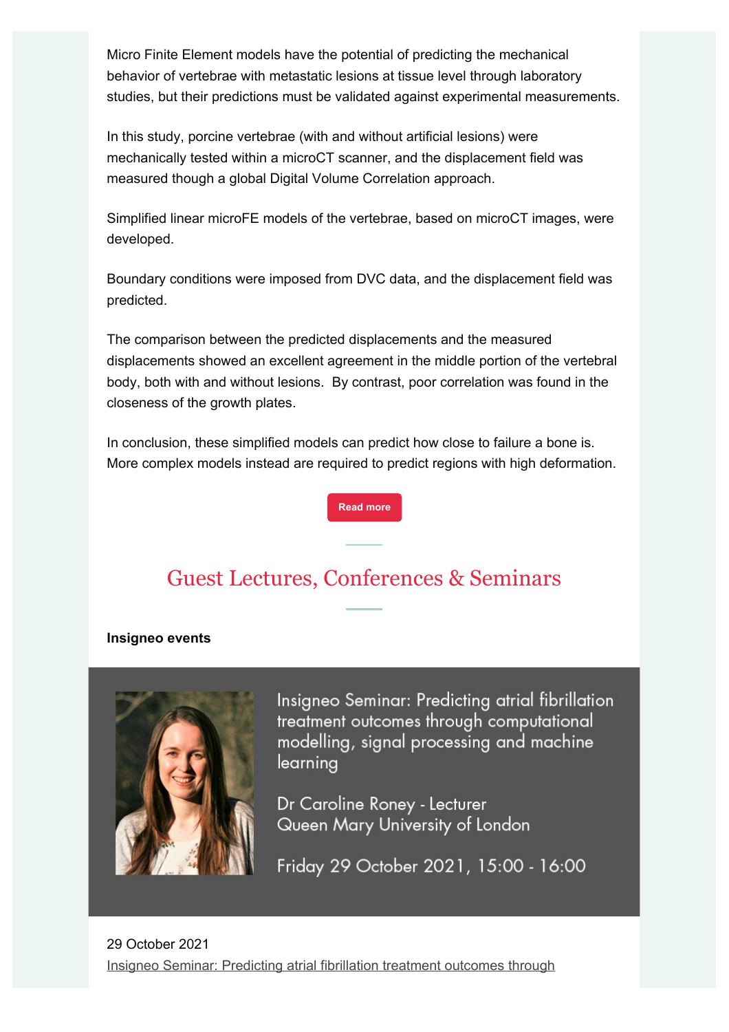Micro Finite Element models have the potential of predicting the mechanical behavior of vertebrae with metastatic lesions at tissue level through laboratory studies, but their predictions must be validated against experimental measurements.

In this study, porcine vertebrae (with and without artificial lesions) were mechanically tested within a microCT scanner, and the displacement field was measured though a global Digital Volume Correlation approach.

Simplified linear microFE models of the vertebrae, based on microCT images, were developed.

Boundary conditions were imposed from DVC data, and the displacement field was predicted.

The comparison between the predicted displacements and the measured displacements showed an excellent agreement in the middle portion of the vertebral body, both with and without lesions.  By contrast, poor correlation was found in the closeness of the growth plates.

In conclusion, these simplified models can predict how close to failure a bone is. More complex models instead are required to predict regions with high deformation.

Read more

## Guest Lectures, Conferences & Seminars

**Insigneo events**

Insigneo Seminar: Predicting atrial fibrillation treatment outcomes through computational modelling, signal processing and machine learning

Dr Caroline Roney - Lecturer
Queen Mary University of London

Friday 29 October 2021, 15:00 - 16:00

29 October 2021
Insigneo Seminar: Predicting atrial fibrillation treatment outcomes through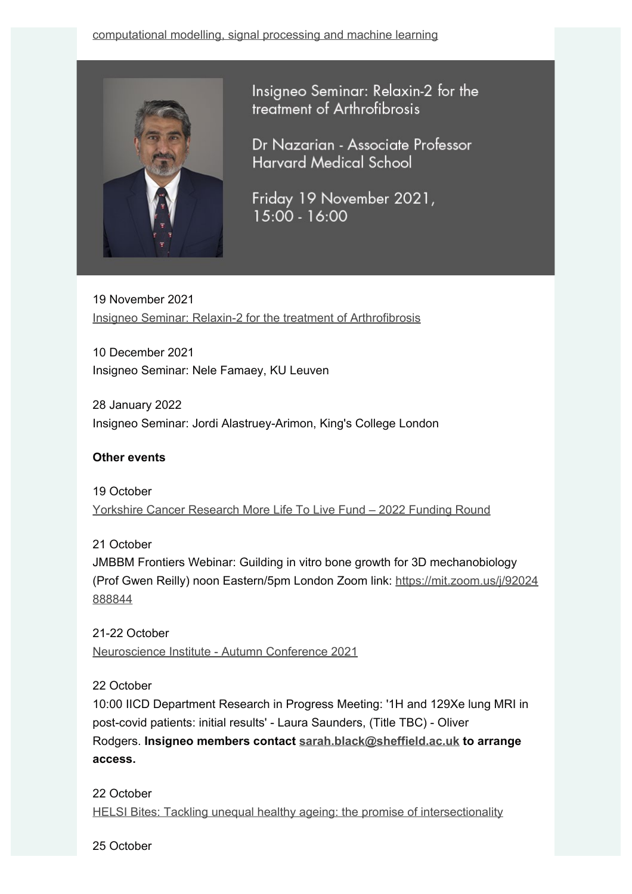computational modelling, signal processing and machine learning

Insigneo Seminar: Relaxin-2 for the treatment of Arthrofibrosis

Dr Nazarian - Associate Professor Harvard Medical School

Friday 19 November 2021, 15:00 - 16:00

19 November 2021
Insigneo Seminar: Relaxin-2 for the treatment of Arthrofibrosis

10 December 2021
Insigneo Seminar: Nele Famaey, KU Leuven

28 January 2022
Insigneo Seminar: Jordi Alastruey-Arimon, King's College London

**Other events**

19 October
Yorkshire Cancer Research More Life To Live Fund – 2022 Funding Round

21 October
JMBBM Frontiers Webinar: Guilding in vitro bone growth for 3D mechanobiology (Prof Gwen Reilly) noon Eastern/5pm London Zoom link: https://mit.zoom.us/j/92024888844

21-22 October
Neuroscience Institute - Autumn Conference 2021

22 October
10:00 IICD Department Research in Progress Meeting: '1H and 129Xe lung MRI in post-covid patients: initial results' - Laura Saunders, (Title TBC) - Oliver Rodgers. **Insigneo members contact sarah.black@sheffield.ac.uk to arrange access.**

22 October
HELSI Bites: Tackling unequal healthy ageing: the promise of intersectionality

25 October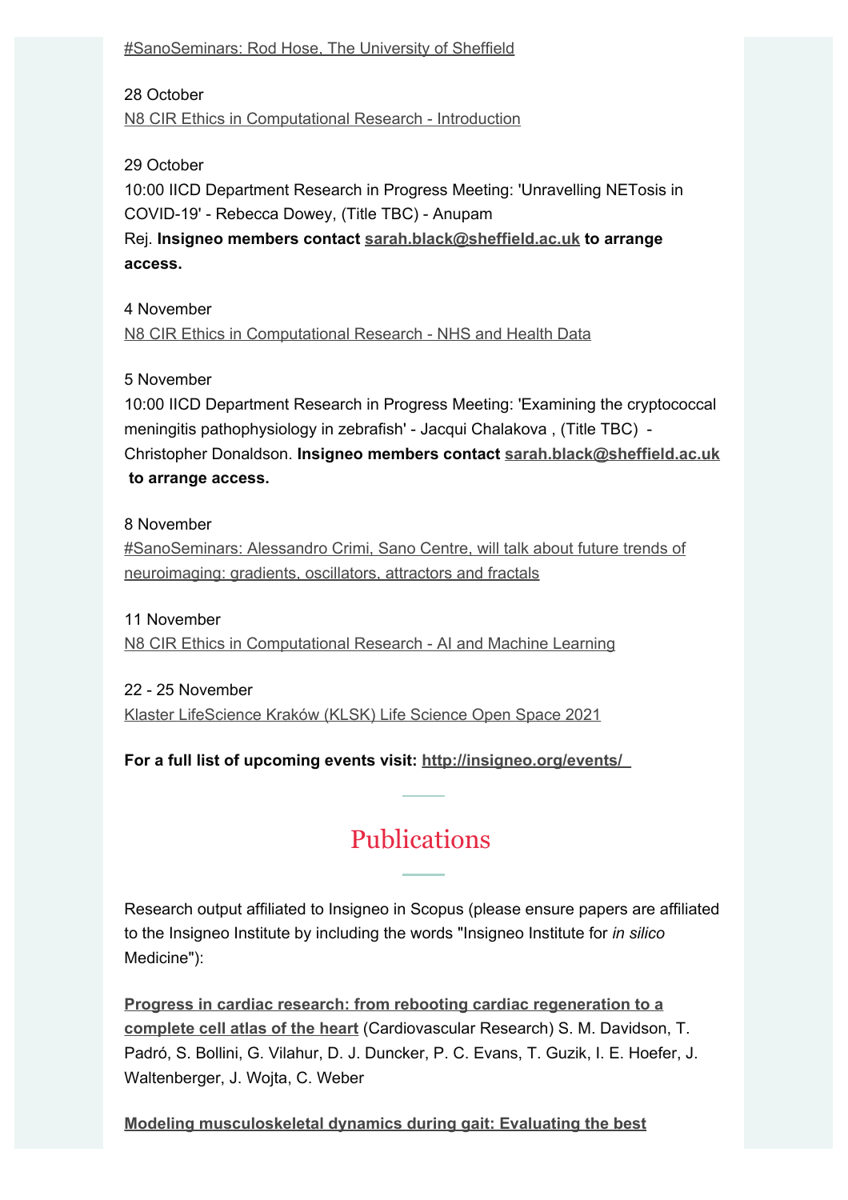[#SanoSeminars: Rod Hose, The University of Sheffield]

28 October
N8 CIR Ethics in Computational Research - Introduction

29 October
10:00 IICD Department Research in Progress Meeting: 'Unravelling NETosis in COVID-19' - Rebecca Dowey, (Title TBC) - Anupam Rej. **Insigneo members contact sarah.black@sheffield.ac.uk to arrange access.**

4 November
N8 CIR Ethics in Computational Research - NHS and Health Data

5 November
10:00 IICD Department Research in Progress Meeting: 'Examining the cryptococcal meningitis pathophysiology in zebrafish' - Jacqui Chalakova , (Title TBC) - Christopher Donaldson. **Insigneo members contact sarah.black@sheffield.ac.uk to arrange access.**

8 November
#SanoSeminars: Alessandro Crimi, Sano Centre, will talk about future trends of neuroimaging: gradients, oscillators, attractors and fractals

11 November
N8 CIR Ethics in Computational Research - AI and Machine Learning

22 - 25 November
Klaster LifeScience Kraków (KLSK) Life Science Open Space 2021

**For a full list of upcoming events visit: http://insigneo.org/events/**

## Publications

Research output affiliated to Insigneo in Scopus (please ensure papers are affiliated to the Insigneo Institute by including the words "Insigneo Institute for *in silico* Medicine"):

**Progress in cardiac research: from rebooting cardiac regeneration to a complete cell atlas of the heart** (Cardiovascular Research) S. M. Davidson, T. Padró, S. Bollini, G. Vilahur, D. J. Duncker, P. C. Evans, T. Guzik, I. E. Hoefer, J. Waltenberger, J. Wojta, C. Weber

**Modeling musculoskeletal dynamics during gait: Evaluating the best**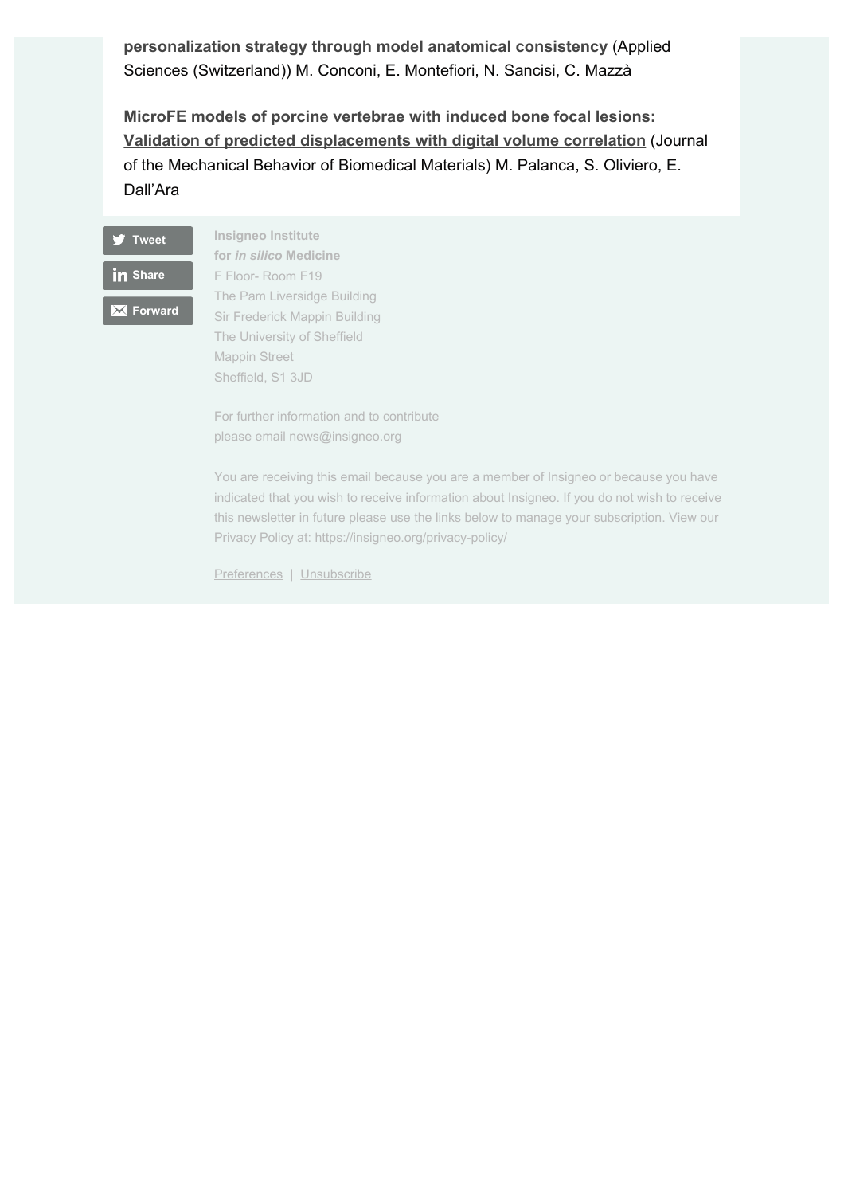**personalization strategy through model anatomical consistency** (Applied Sciences (Switzerland)) M. Conconi, E. Montefiori, N. Sancisi, C. Mazzà

**MicroFE models of porcine vertebrae with induced bone focal lesions: Validation of predicted displacements with digital volume correlation** (Journal of the Mechanical Behavior of Biomedical Materials) M. Palanca, S. Oliviero, E. Dall'Ara

Tweet

Share

Forward

**Insigneo Institute**
**for *in silico* Medicine**
F Floor- Room F19
The Pam Liversidge Building
Sir Frederick Mappin Building
The University of Sheffield
Mappin Street
Sheffield, S1 3JD

For further information and to contribute
please email news@insigneo.org

You are receiving this email because you are a member of Insigneo or because you have indicated that you wish to receive information about Insigneo. If you do not wish to receive this newsletter in future please use the links below to manage your subscription. View our Privacy Policy at: https://insigneo.org/privacy-policy/

Preferences | Unsubscribe